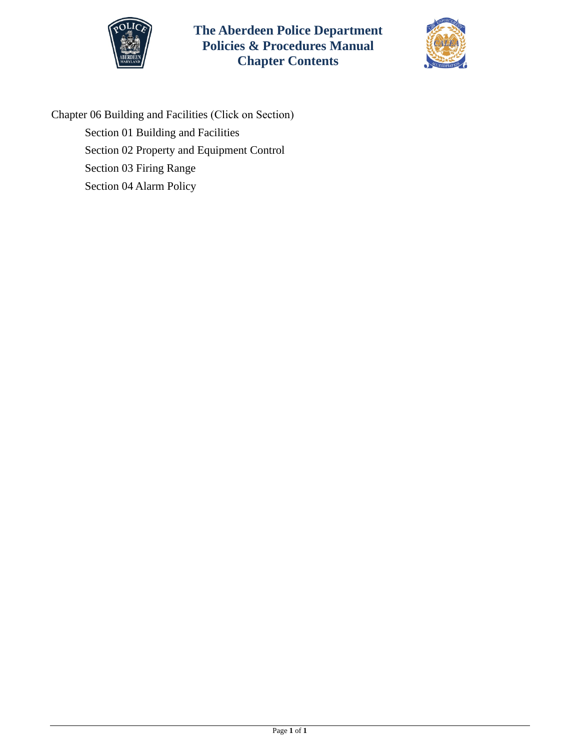# The Aberdeen Police Department Policies & Procedures Manual Chapter Contents

Chapter 06 Building and Facilities (Click on Section)

- Section 01 Building and Facilities
- Section 02 Property and Equipment Control
- Section 03 Firing Range
- Section 04 Alarm Policy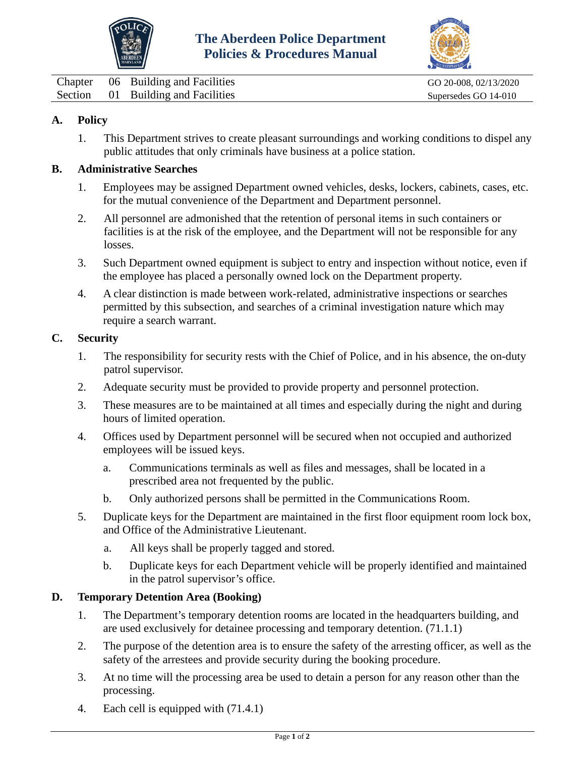# The Aberdeen Police Department Policies & Procedures Manual

| | | | |
|---|---|---|---|
| Chapter | 06 | Building and Facilities | GO 20-008, 02/13/2020 |
| Section | 01 | Building and Facilities | Supersedes GO 14-010 |

## A. Policy

1. This Department strives to create pleasant surroundings and working conditions to dispel any public attitudes that only criminals have business at a police station.

## B. Administrative Searches

1. Employees may be assigned Department owned vehicles, desks, lockers, cabinets, cases, etc. for the mutual convenience of the Department and Department personnel.
2. All personnel are admonished that the retention of personal items in such containers or facilities is at the risk of the employee, and the Department will not be responsible for any losses.
3. Such Department owned equipment is subject to entry and inspection without notice, even if the employee has placed a personally owned lock on the Department property.
4. A clear distinction is made between work-related, administrative inspections or searches permitted by this subsection, and searches of a criminal investigation nature which may require a search warrant.

## C. Security

1. The responsibility for security rests with the Chief of Police, and in his absence, the on-duty patrol supervisor.
2. Adequate security must be provided to provide property and personnel protection.
3. These measures are to be maintained at all times and especially during the night and during hours of limited operation.
4. Offices used by Department personnel will be secured when not occupied and authorized employees will be issued keys.
   a. Communications terminals as well as files and messages, shall be located in a prescribed area not frequented by the public.
   b. Only authorized persons shall be permitted in the Communications Room.
5. Duplicate keys for the Department are maintained in the first floor equipment room lock box, and Office of the Administrative Lieutenant.
   a. All keys shall be properly tagged and stored.
   b. Duplicate keys for each Department vehicle will be properly identified and maintained in the patrol supervisor's office.

## D. Temporary Detention Area (Booking)

1. The Department's temporary detention rooms are located in the headquarters building, and are used exclusively for detainee processing and temporary detention. (71.1.1)
2. The purpose of the detention area is to ensure the safety of the arresting officer, as well as the safety of the arrestees and provide security during the booking procedure.
3. At no time will the processing area be used to detain a person for any reason other than the processing.
4. Each cell is equipped with (71.4.1)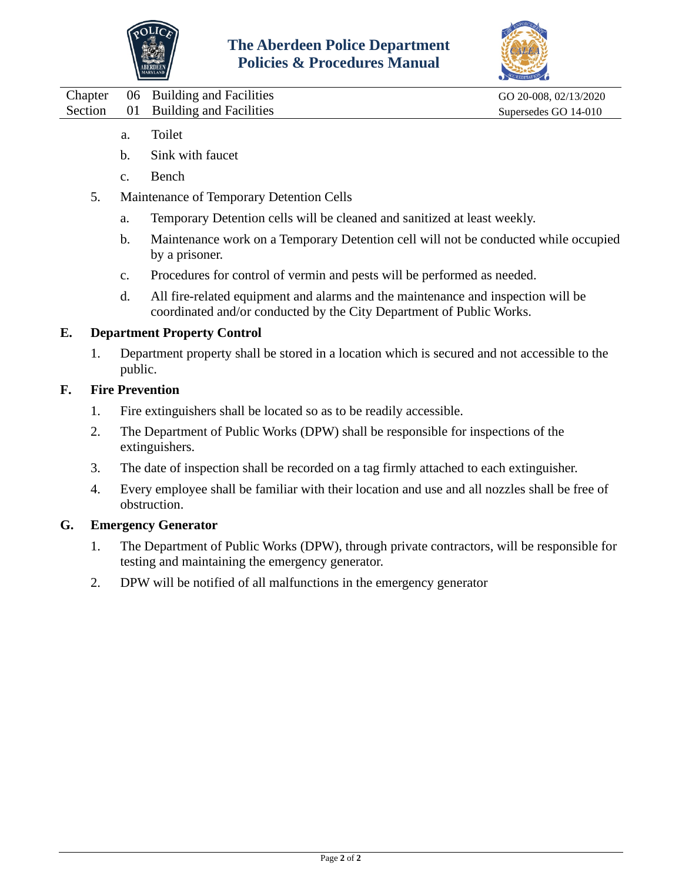a. Toilet

b. Sink with faucet

c. Bench

5. Maintenance of Temporary Detention Cells

   a. Temporary Detention cells will be cleaned and sanitized at least weekly.

   b. Maintenance work on a Temporary Detention cell will not be conducted while occupied by a prisoner.

   c. Procedures for control of vermin and pests will be performed as needed.

   d. All fire-related equipment and alarms and the maintenance and inspection will be coordinated and/or conducted by the City Department of Public Works.

## E. Department Property Control

1. Department property shall be stored in a location which is secured and not accessible to the public.

## F. Fire Prevention

1. Fire extinguishers shall be located so as to be readily accessible.
2. The Department of Public Works (DPW) shall be responsible for inspections of the extinguishers.
3. The date of inspection shall be recorded on a tag firmly attached to each extinguisher.
4. Every employee shall be familiar with their location and use and all nozzles shall be free of obstruction.

## G. Emergency Generator

1. The Department of Public Works (DPW), through private contractors, will be responsible for testing and maintaining the emergency generator.
2. DPW will be notified of all malfunctions in the emergency generator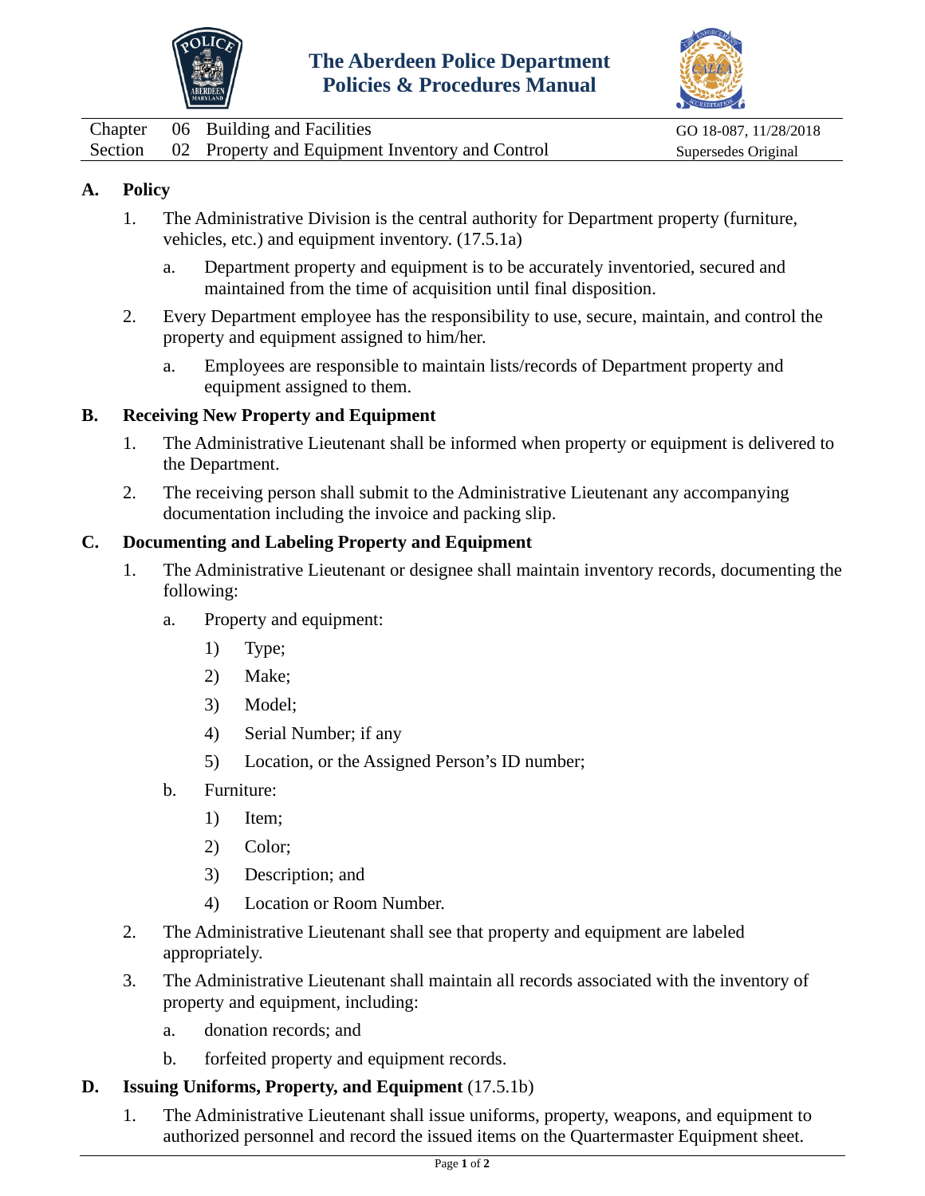# The Aberdeen Police Department
## Policies & Procedures Manual

| | | | |
|---|---|---|---|
| Chapter | 06 | Building and Facilities | GO 18-087, 11/28/2018 |
| Section | 02 | Property and Equipment Inventory and Control | Supersedes Original |

## A. Policy

1. The Administrative Division is the central authority for Department property (furniture, vehicles, etc.) and equipment inventory. (17.5.1a)
   a. Department property and equipment is to be accurately inventoried, secured and maintained from the time of acquisition until final disposition.
2. Every Department employee has the responsibility to use, secure, maintain, and control the property and equipment assigned to him/her.
   a. Employees are responsible to maintain lists/records of Department property and equipment assigned to them.

## B. Receiving New Property and Equipment

1. The Administrative Lieutenant shall be informed when property or equipment is delivered to the Department.
2. The receiving person shall submit to the Administrative Lieutenant any accompanying documentation including the invoice and packing slip.

## C. Documenting and Labeling Property and Equipment

1. The Administrative Lieutenant or designee shall maintain inventory records, documenting the following:
   a. Property and equipment:
      1) Type;
      2) Make;
      3) Model;
      4) Serial Number; if any
      5) Location, or the Assigned Person's ID number;
   b. Furniture:
      1) Item;
      2) Color;
      3) Description; and
      4) Location or Room Number.
2. The Administrative Lieutenant shall see that property and equipment are labeled appropriately.
3. The Administrative Lieutenant shall maintain all records associated with the inventory of property and equipment, including:
   a. donation records; and
   b. forfeited property and equipment records.

## D. Issuing Uniforms, Property, and Equipment (17.5.1b)

1. The Administrative Lieutenant shall issue uniforms, property, weapons, and equipment to authorized personnel and record the issued items on the Quartermaster Equipment sheet.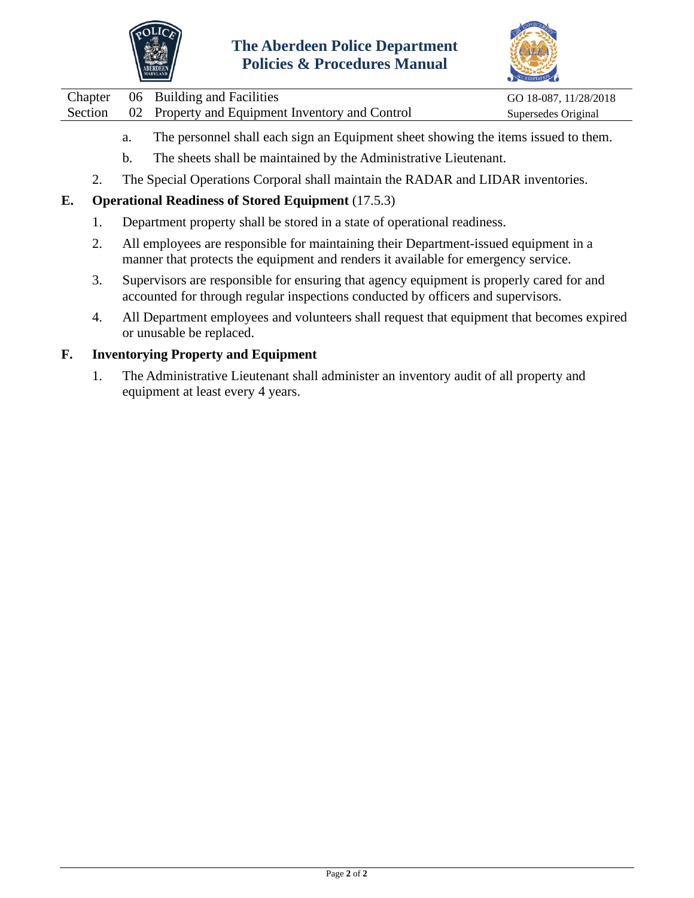a. The personnel shall each sign an Equipment sheet showing the items issued to them.

b. The sheets shall be maintained by the Administrative Lieutenant.

2. The Special Operations Corporal shall maintain the RADAR and LIDAR inventories.

**E. Operational Readiness of Stored Equipment** (17.5.3)

1. Department property shall be stored in a state of operational readiness.

2. All employees are responsible for maintaining their Department-issued equipment in a manner that protects the equipment and renders it available for emergency service.

3. Supervisors are responsible for ensuring that agency equipment is properly cared for and accounted for through regular inspections conducted by officers and supervisors.

4. All Department employees and volunteers shall request that equipment that becomes expired or unusable be replaced.

**F. Inventorying Property and Equipment**

1. The Administrative Lieutenant shall administer an inventory audit of all property and equipment at least every 4 years.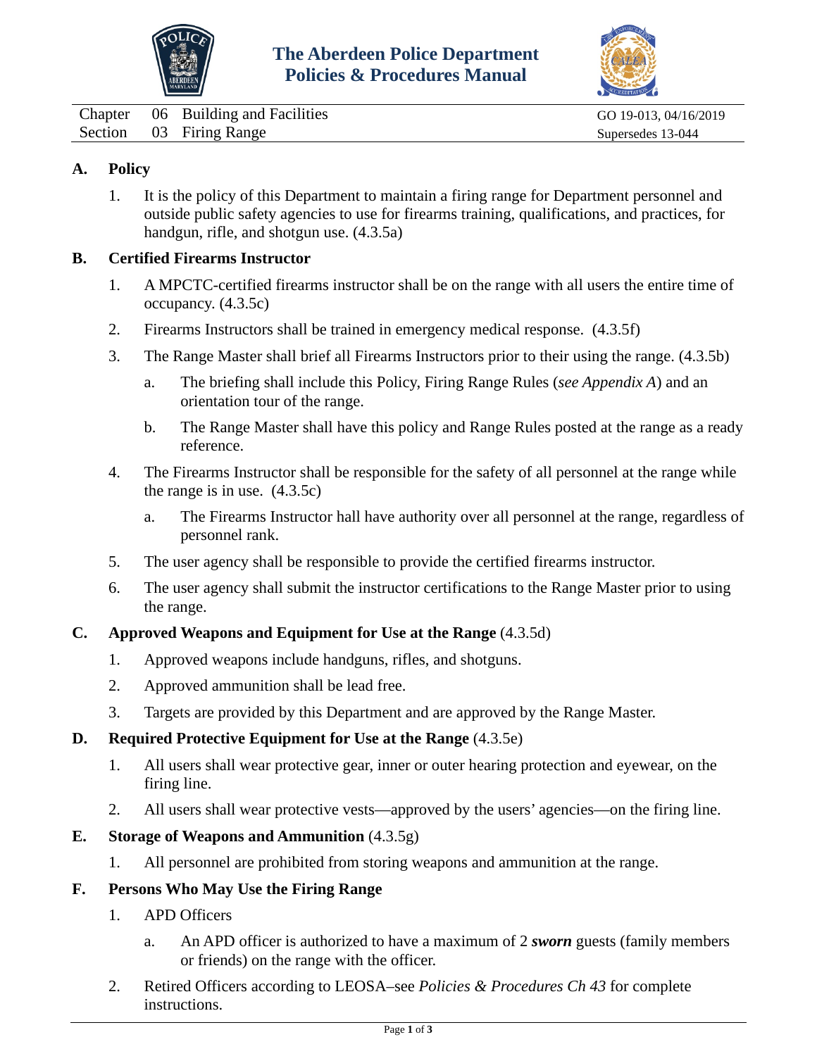# The Aberdeen Police Department Policies & Procedures Manual

| | | | |
|---|---|---|---|
| Chapter | 06 | Building and Facilities | GO 19-013, 04/16/2019 |
| Section | 03 | Firing Range | Supersedes 13-044 |

## A. Policy

1. It is the policy of this Department to maintain a firing range for Department personnel and outside public safety agencies to use for firearms training, qualifications, and practices, for handgun, rifle, and shotgun use. (4.3.5a)

## B. Certified Firearms Instructor

1. A MPCTC-certified firearms instructor shall be on the range with all users the entire time of occupancy. (4.3.5c)
2. Firearms Instructors shall be trained in emergency medical response. (4.3.5f)
3. The Range Master shall brief all Firearms Instructors prior to their using the range. (4.3.5b)
   a. The briefing shall include this Policy, Firing Range Rules (*see Appendix A*) and an orientation tour of the range.
   b. The Range Master shall have this policy and Range Rules posted at the range as a ready reference.
4. The Firearms Instructor shall be responsible for the safety of all personnel at the range while the range is in use. (4.3.5c)
   a. The Firearms Instructor hall have authority over all personnel at the range, regardless of personnel rank.
5. The user agency shall be responsible to provide the certified firearms instructor.
6. The user agency shall submit the instructor certifications to the Range Master prior to using the range.

## C. Approved Weapons and Equipment for Use at the Range (4.3.5d)

1. Approved weapons include handguns, rifles, and shotguns.
2. Approved ammunition shall be lead free.
3. Targets are provided by this Department and are approved by the Range Master.

## D. Required Protective Equipment for Use at the Range (4.3.5e)

1. All users shall wear protective gear, inner or outer hearing protection and eyewear, on the firing line.
2. All users shall wear protective vests—approved by the users' agencies—on the firing line.

## E. Storage of Weapons and Ammunition (4.3.5g)

1. All personnel are prohibited from storing weapons and ammunition at the range.

## F. Persons Who May Use the Firing Range

1. APD Officers
   a. An APD officer is authorized to have a maximum of 2 ***sworn*** guests (family members or friends) on the range with the officer.
2. Retired Officers according to LEOSA–see *Policies & Procedures Ch 43* for complete instructions.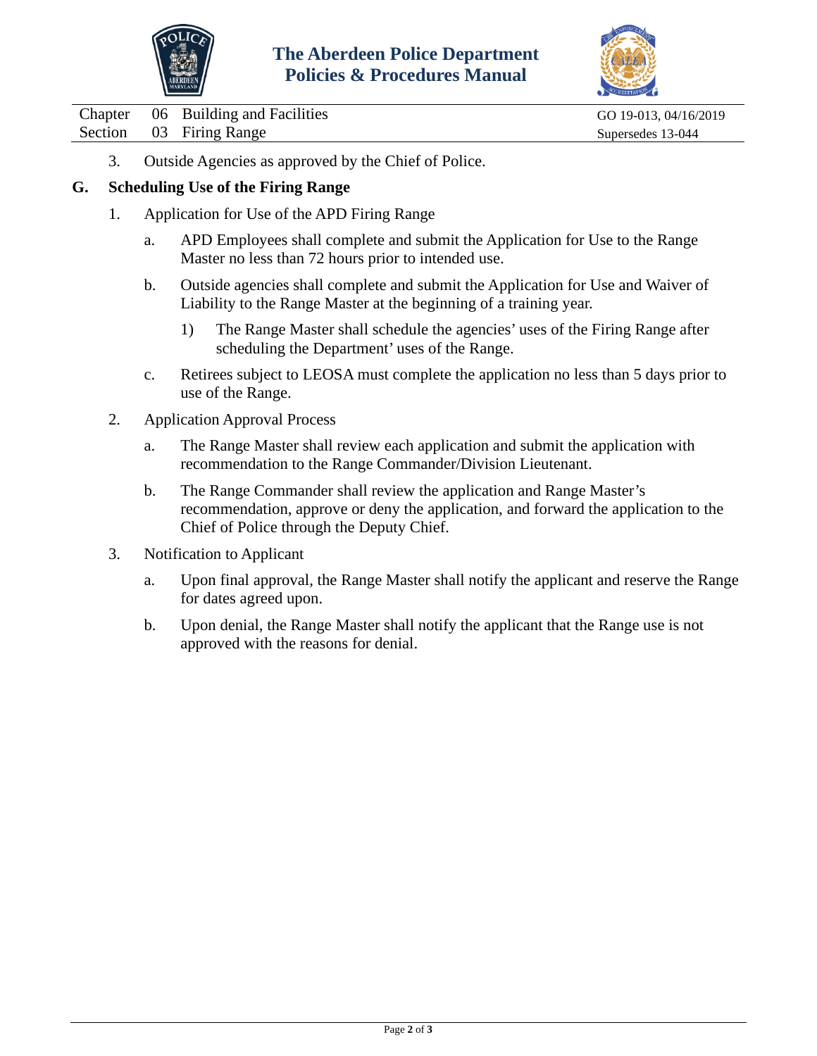3. Outside Agencies as approved by the Chief of Police.

**G. Scheduling Use of the Firing Range**

1. Application for Use of the APD Firing Range

   a. APD Employees shall complete and submit the Application for Use to the Range Master no less than 72 hours prior to intended use.

   b. Outside agencies shall complete and submit the Application for Use and Waiver of Liability to the Range Master at the beginning of a training year.

      1) The Range Master shall schedule the agencies' uses of the Firing Range after scheduling the Department' uses of the Range.

   c. Retirees subject to LEOSA must complete the application no less than 5 days prior to use of the Range.

2. Application Approval Process

   a. The Range Master shall review each application and submit the application with recommendation to the Range Commander/Division Lieutenant.

   b. The Range Commander shall review the application and Range Master's recommendation, approve or deny the application, and forward the application to the Chief of Police through the Deputy Chief.

3. Notification to Applicant

   a. Upon final approval, the Range Master shall notify the applicant and reserve the Range for dates agreed upon.

   b. Upon denial, the Range Master shall notify the applicant that the Range use is not approved with the reasons for denial.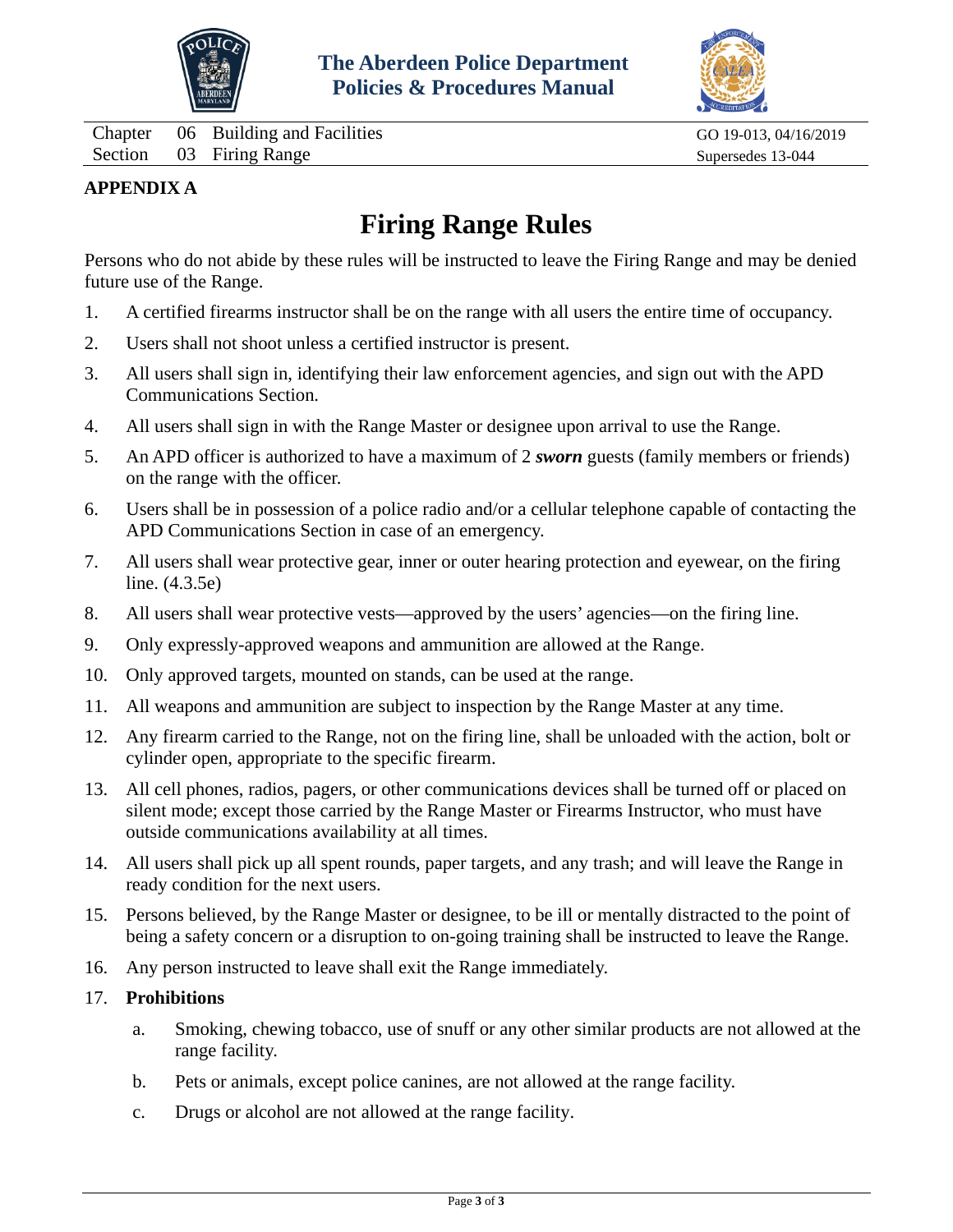**APPENDIX A**

# Firing Range Rules

Persons who do not abide by these rules will be instructed to leave the Firing Range and may be denied future use of the Range.

1. A certified firearms instructor shall be on the range with all users the entire time of occupancy.
2. Users shall not shoot unless a certified instructor is present.
3. All users shall sign in, identifying their law enforcement agencies, and sign out with the APD Communications Section.
4. All users shall sign in with the Range Master or designee upon arrival to use the Range.
5. An APD officer is authorized to have a maximum of 2 ***sworn*** guests (family members or friends) on the range with the officer.
6. Users shall be in possession of a police radio and/or a cellular telephone capable of contacting the APD Communications Section in case of an emergency.
7. All users shall wear protective gear, inner or outer hearing protection and eyewear, on the firing line. (4.3.5e)
8. All users shall wear protective vests—approved by the users' agencies—on the firing line.
9. Only expressly-approved weapons and ammunition are allowed at the Range.
10. Only approved targets, mounted on stands, can be used at the range.
11. All weapons and ammunition are subject to inspection by the Range Master at any time.
12. Any firearm carried to the Range, not on the firing line, shall be unloaded with the action, bolt or cylinder open, appropriate to the specific firearm.
13. All cell phones, radios, pagers, or other communications devices shall be turned off or placed on silent mode; except those carried by the Range Master or Firearms Instructor, who must have outside communications availability at all times.
14. All users shall pick up all spent rounds, paper targets, and any trash; and will leave the Range in ready condition for the next users.
15. Persons believed, by the Range Master or designee, to be ill or mentally distracted to the point of being a safety concern or a disruption to on-going training shall be instructed to leave the Range.
16. Any person instructed to leave shall exit the Range immediately.
17. **Prohibitions**
    a. Smoking, chewing tobacco, use of snuff or any other similar products are not allowed at the range facility.
    b. Pets or animals, except police canines, are not allowed at the range facility.
    c. Drugs or alcohol are not allowed at the range facility.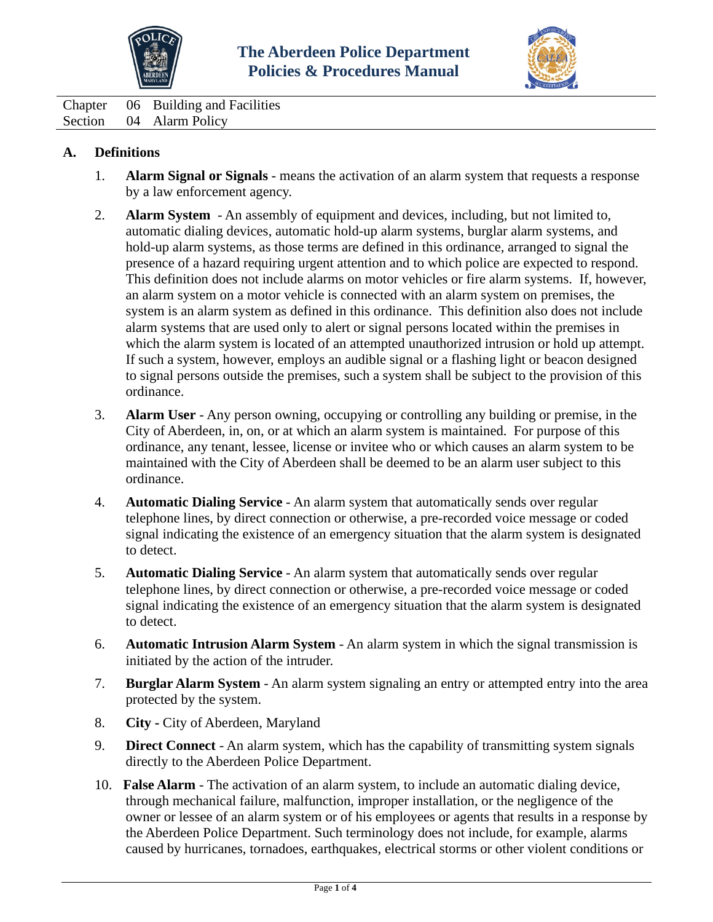Chapter 06 Building and Facilities
Section 04 Alarm Policy

## A. Definitions

1. **Alarm Signal or Signals** - means the activation of an alarm system that requests a response by a law enforcement agency.

2. **Alarm System** - An assembly of equipment and devices, including, but not limited to, automatic dialing devices, automatic hold-up alarm systems, burglar alarm systems, and hold-up alarm systems, as those terms are defined in this ordinance, arranged to signal the presence of a hazard requiring urgent attention and to which police are expected to respond. This definition does not include alarms on motor vehicles or fire alarm systems. If, however, an alarm system on a motor vehicle is connected with an alarm system on premises, the system is an alarm system as defined in this ordinance. This definition also does not include alarm systems that are used only to alert or signal persons located within the premises in which the alarm system is located of an attempted unauthorized intrusion or hold up attempt. If such a system, however, employs an audible signal or a flashing light or beacon designed to signal persons outside the premises, such a system shall be subject to the provision of this ordinance.

3. **Alarm User** - Any person owning, occupying or controlling any building or premise, in the City of Aberdeen, in, on, or at which an alarm system is maintained. For purpose of this ordinance, any tenant, lessee, license or invitee who or which causes an alarm system to be maintained with the City of Aberdeen shall be deemed to be an alarm user subject to this ordinance.

4. **Automatic Dialing Service** - An alarm system that automatically sends over regular telephone lines, by direct connection or otherwise, a pre-recorded voice message or coded signal indicating the existence of an emergency situation that the alarm system is designated to detect.

5. **Automatic Dialing Service** - An alarm system that automatically sends over regular telephone lines, by direct connection or otherwise, a pre-recorded voice message or coded signal indicating the existence of an emergency situation that the alarm system is designated to detect.

6. **Automatic Intrusion Alarm System** - An alarm system in which the signal transmission is initiated by the action of the intruder.

7. **Burglar Alarm System** - An alarm system signaling an entry or attempted entry into the area protected by the system.

8. **City -** City of Aberdeen, Maryland

9. **Direct Connect** - An alarm system, which has the capability of transmitting system signals directly to the Aberdeen Police Department.

10. **False Alarm** - The activation of an alarm system, to include an automatic dialing device, through mechanical failure, malfunction, improper installation, or the negligence of the owner or lessee of an alarm system or of his employees or agents that results in a response by the Aberdeen Police Department. Such terminology does not include, for example, alarms caused by hurricanes, tornadoes, earthquakes, electrical storms or other violent conditions or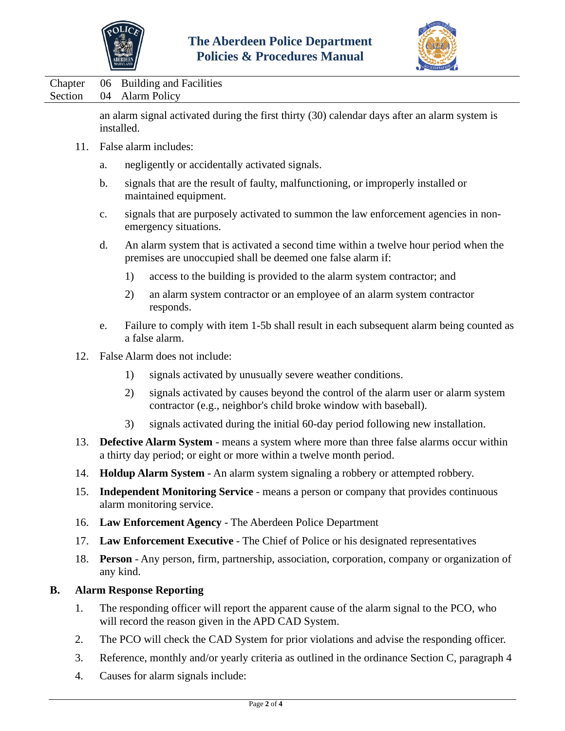an alarm signal activated during the first thirty (30) calendar days after an alarm system is installed.

11. False alarm includes:

    a. negligently or accidentally activated signals.

    b. signals that are the result of faulty, malfunctioning, or improperly installed or maintained equipment.

    c. signals that are purposely activated to summon the law enforcement agencies in non-emergency situations.

    d. An alarm system that is activated a second time within a twelve hour period when the premises are unoccupied shall be deemed one false alarm if:

        1) access to the building is provided to the alarm system contractor; and

        2) an alarm system contractor or an employee of an alarm system contractor responds.

    e. Failure to comply with item 1-5b shall result in each subsequent alarm being counted as a false alarm.

12. False Alarm does not include:

    1) signals activated by unusually severe weather conditions.

    2) signals activated by causes beyond the control of the alarm user or alarm system contractor (e.g., neighbor's child broke window with baseball).

    3) signals activated during the initial 60-day period following new installation.

13. **Defective Alarm System** - means a system where more than three false alarms occur within a thirty day period; or eight or more within a twelve month period.

14. **Holdup Alarm System** - An alarm system signaling a robbery or attempted robbery.

15. **Independent Monitoring Service** - means a person or company that provides continuous alarm monitoring service.

16. **Law Enforcement Agency** - The Aberdeen Police Department

17. **Law Enforcement Executive** - The Chief of Police or his designated representatives

18. **Person** - Any person, firm, partnership, association, corporation, company or organization of any kind.

## B. Alarm Response Reporting

1. The responding officer will report the apparent cause of the alarm signal to the PCO, who will record the reason given in the APD CAD System.

2. The PCO will check the CAD System for prior violations and advise the responding officer.

3. Reference, monthly and/or yearly criteria as outlined in the ordinance Section C, paragraph 4

4. Causes for alarm signals include: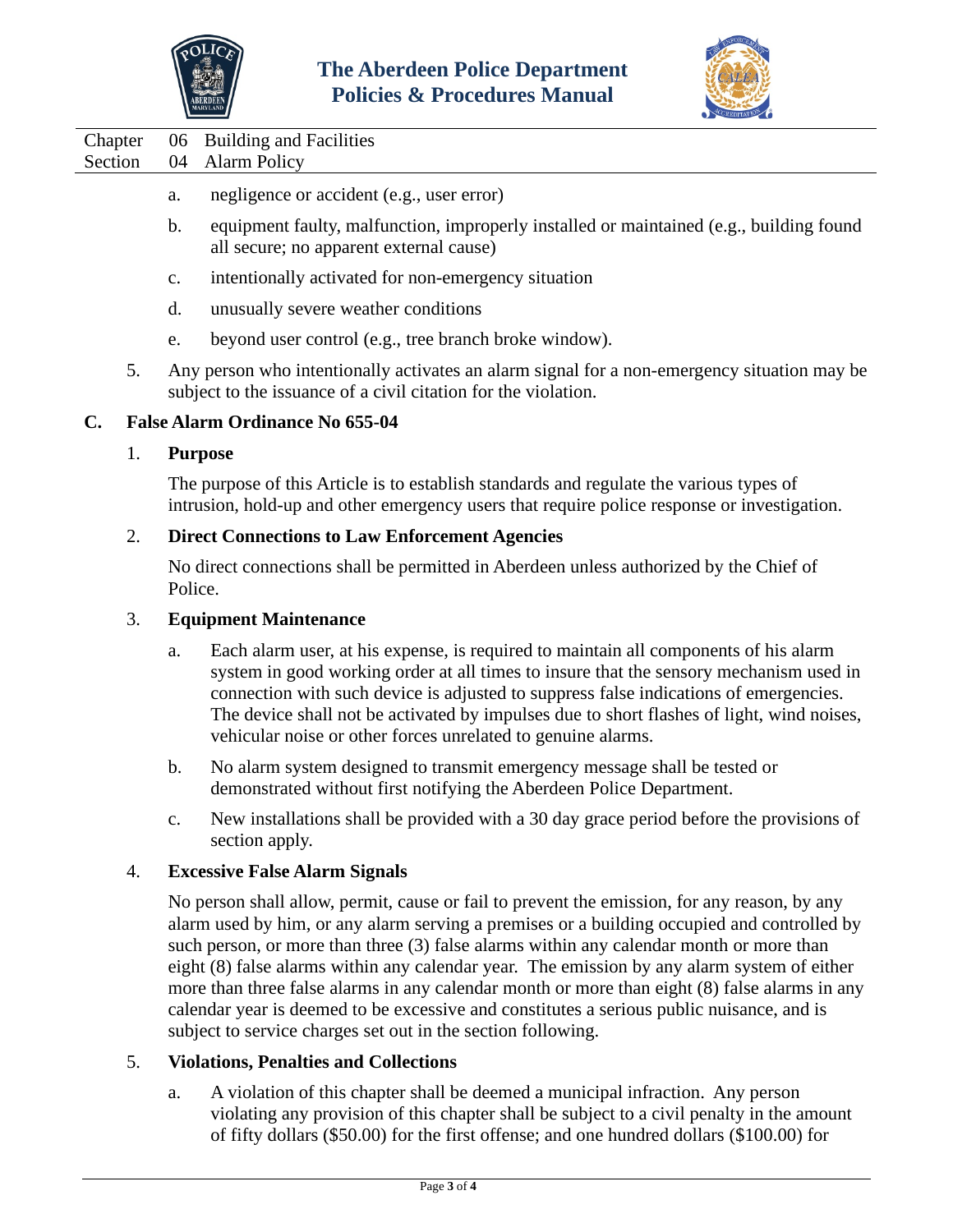a. negligence or accident (e.g., user error)

b. equipment faulty, malfunction, improperly installed or maintained (e.g., building found all secure; no apparent external cause)

c. intentionally activated for non-emergency situation

d. unusually severe weather conditions

e. beyond user control (e.g., tree branch broke window).

5. Any person who intentionally activates an alarm signal for a non-emergency situation may be subject to the issuance of a civil citation for the violation.

## C. False Alarm Ordinance No 655-04

### 1. Purpose

The purpose of this Article is to establish standards and regulate the various types of intrusion, hold-up and other emergency users that require police response or investigation.

### 2. Direct Connections to Law Enforcement Agencies

No direct connections shall be permitted in Aberdeen unless authorized by the Chief of Police.

### 3. Equipment Maintenance

a. Each alarm user, at his expense, is required to maintain all components of his alarm system in good working order at all times to insure that the sensory mechanism used in connection with such device is adjusted to suppress false indications of emergencies. The device shall not be activated by impulses due to short flashes of light, wind noises, vehicular noise or other forces unrelated to genuine alarms.

b. No alarm system designed to transmit emergency message shall be tested or demonstrated without first notifying the Aberdeen Police Department.

c. New installations shall be provided with a 30 day grace period before the provisions of section apply.

### 4. Excessive False Alarm Signals

No person shall allow, permit, cause or fail to prevent the emission, for any reason, by any alarm used by him, or any alarm serving a premises or a building occupied and controlled by such person, or more than three (3) false alarms within any calendar month or more than eight (8) false alarms within any calendar year. The emission by any alarm system of either more than three false alarms in any calendar month or more than eight (8) false alarms in any calendar year is deemed to be excessive and constitutes a serious public nuisance, and is subject to service charges set out in the section following.

### 5. Violations, Penalties and Collections

a. A violation of this chapter shall be deemed a municipal infraction. Any person violating any provision of this chapter shall be subject to a civil penalty in the amount of fifty dollars ($50.00) for the first offense; and one hundred dollars ($100.00) for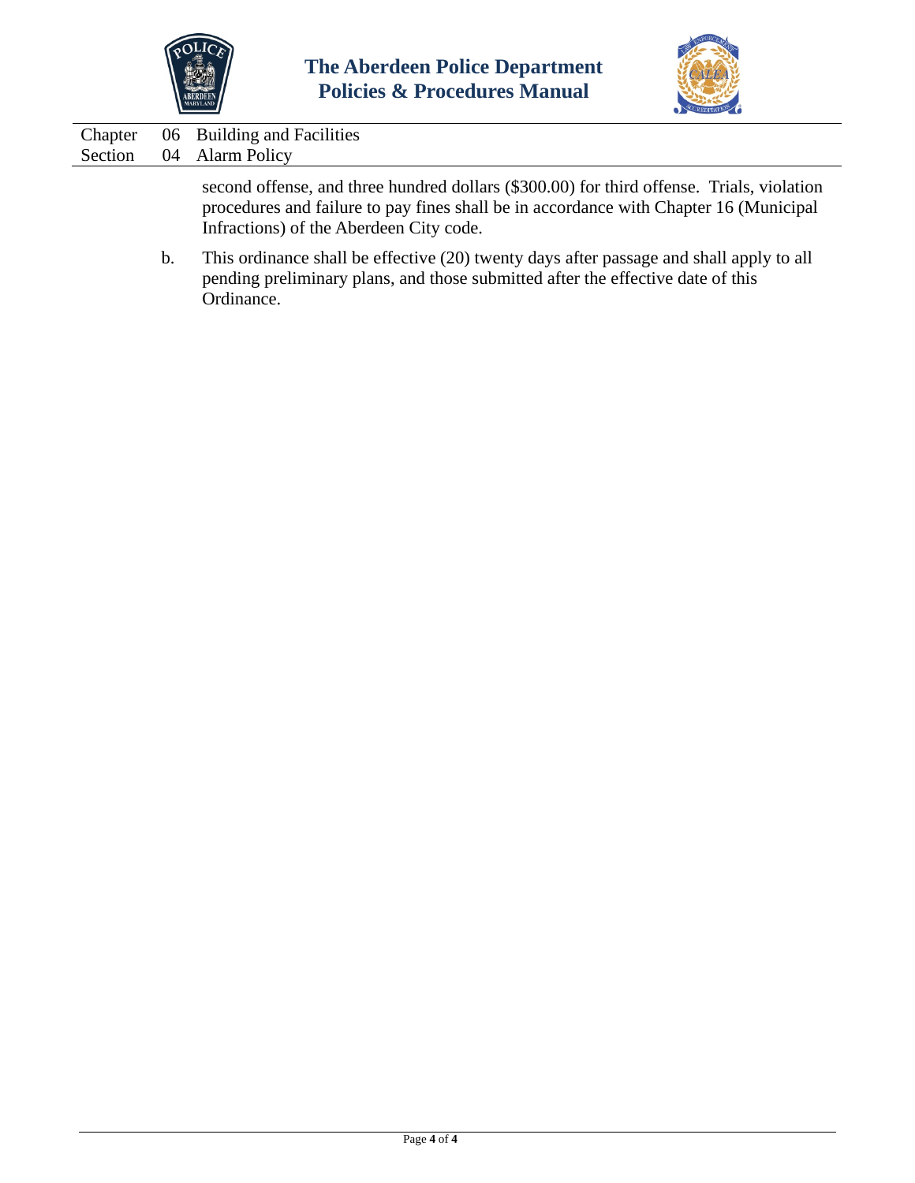second offense, and three hundred dollars ($300.00) for third offense. Trials, violation procedures and failure to pay fines shall be in accordance with Chapter 16 (Municipal Infractions) of the Aberdeen City code.

b. This ordinance shall be effective (20) twenty days after passage and shall apply to all pending preliminary plans, and those submitted after the effective date of this Ordinance.